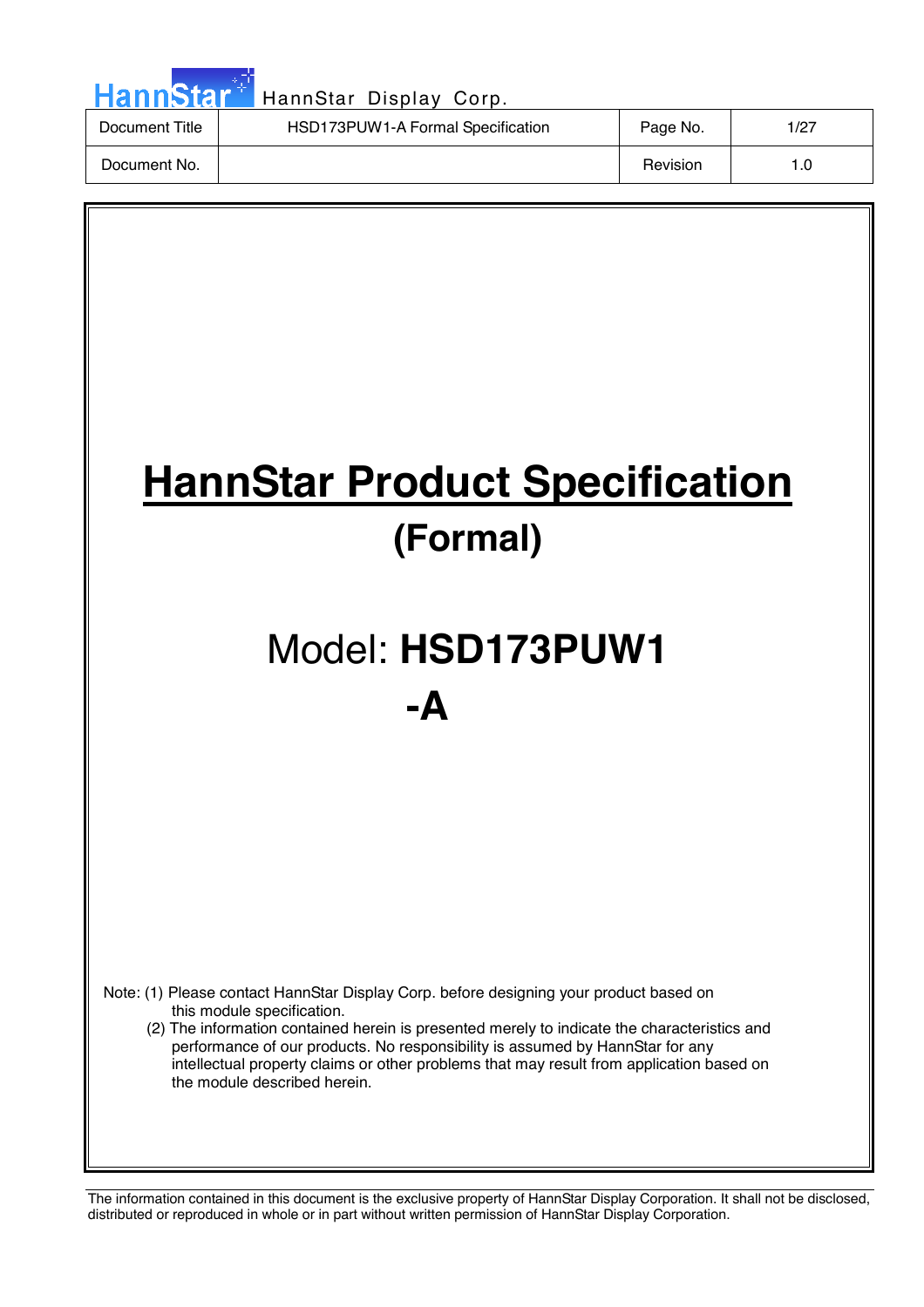# HannStar Product Specification

## (Formal)

## Model: **HSD173PUW1 -A**

Note: (1) Please contact HannStar Display Corp. before designing your product based on this module specification.

(2) The information contained herein is presented merely to indicate the characteristics and performance of our products. No responsibility is assumed by HannStar for any intellectual property claims or other problems that may result from application based on the module described herein.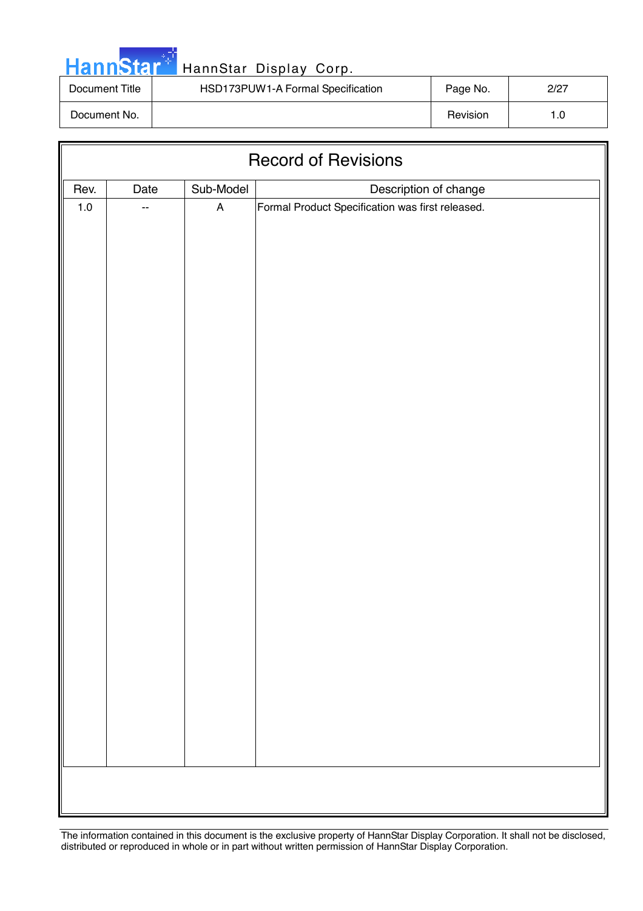# Record of Revisions

| Rev. | Date | Sub-Model | Description of change |
|---|---|---|---|
| 1.0 | -- | A | Formal Product Specification was first released. |

The information contained in this document is the exclusive property of HannStar Display Corporation. It shall not be disclosed, distributed or reproduced in whole or in part without written permission of HannStar Display Corporation.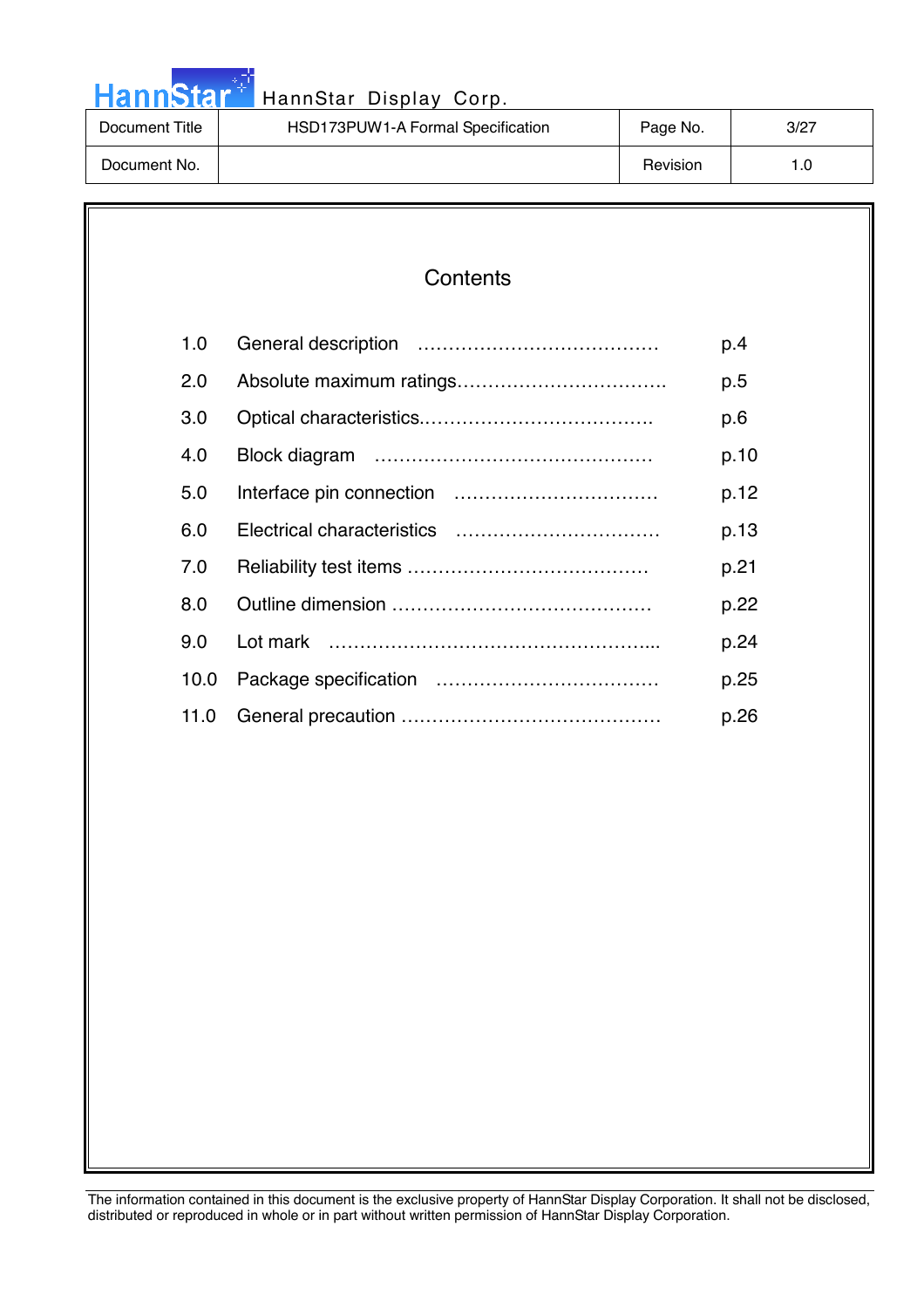# Contents

| | | |
|---|---|---|
| 1.0 | General description …………………………………… | p.4 |
| 2.0 | Absolute maximum ratings…………………………….. | p.5 |
| 3.0 | Optical characteristics.………………………………. | p.6 |
| 4.0 | Block diagram ……………………………………… | p.10 |
| 5.0 | Interface pin connection …………………………… | p.12 |
| 6.0 | Electrical characteristics …………………………… | p.13 |
| 7.0 | Reliability test items ………………………………… | p.21 |
| 8.0 | Outline dimension …………………………………… | p.22 |
| 9.0 | Lot mark ……………………………………………... | p.24 |
| 10.0 | Package specification ……………………………… | p.25 |
| 11.0 | General precaution …………………………………… | p.26 |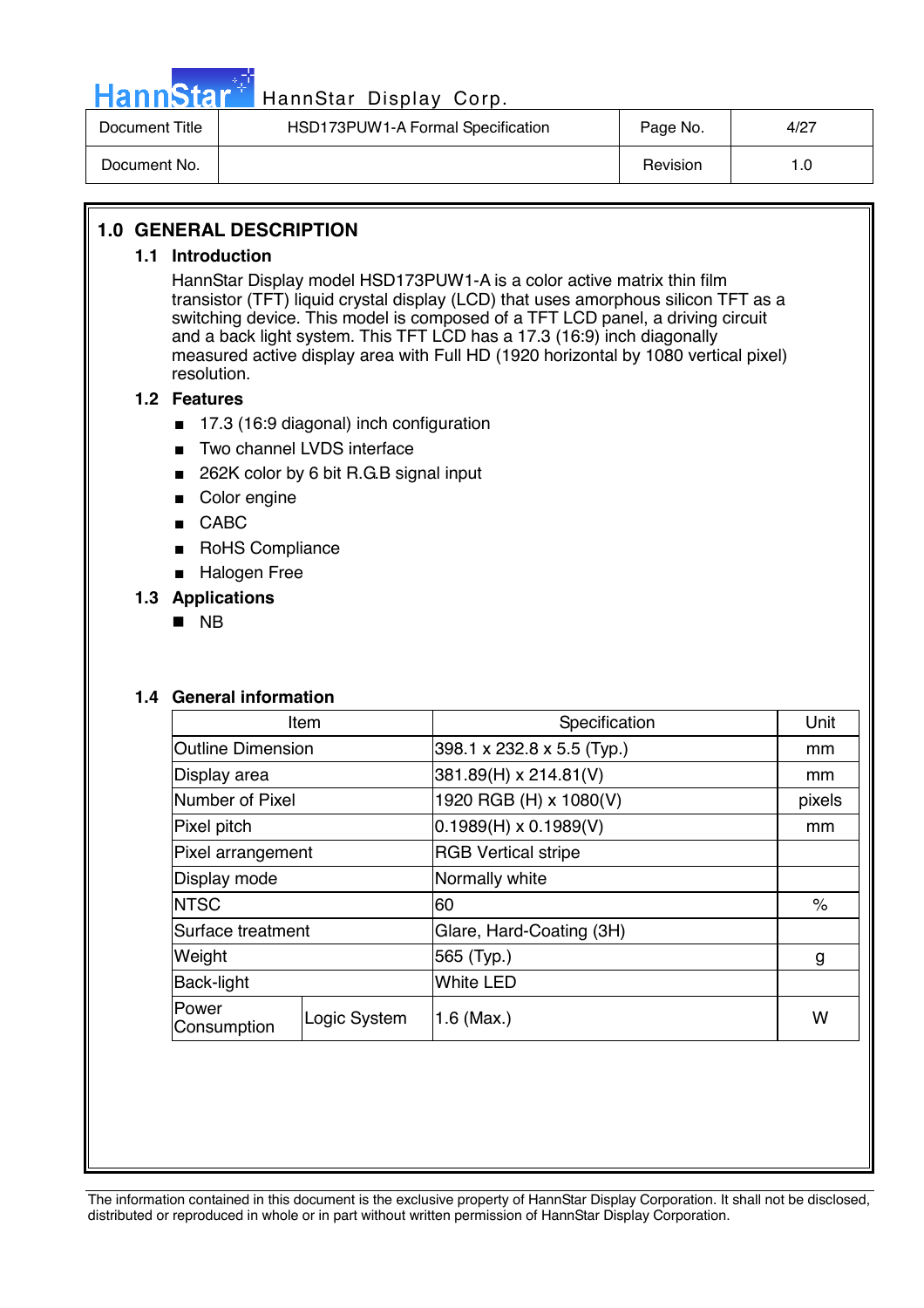# 1.0 GENERAL DESCRIPTION

## 1.1 Introduction

HannStar Display model HSD173PUW1-A is a color active matrix thin film transistor (TFT) liquid crystal display (LCD) that uses amorphous silicon TFT as a switching device. This model is composed of a TFT LCD panel, a driving circuit and a back light system. This TFT LCD has a 17.3 (16:9) inch diagonally measured active display area with Full HD (1920 horizontal by 1080 vertical pixel) resolution.

## 1.2 Features

- 17.3 (16:9 diagonal) inch configuration
- Two channel LVDS interface
- 262K color by 6 bit R.G.B signal input
- Color engine
- CABC
- RoHS Compliance
- Halogen Free

## 1.3 Applications

- NB

## 1.4 General information

| Item | | Specification | Unit |
|---|---|---|---|
| Outline Dimension | | 398.1 x 232.8 x 5.5 (Typ.) | mm |
| Display area | | 381.89(H) x 214.81(V) | mm |
| Number of Pixel | | 1920 RGB (H) x 1080(V) | pixels |
| Pixel pitch | | 0.1989(H) x 0.1989(V) | mm |
| Pixel arrangement | | RGB Vertical stripe | |
| Display mode | | Normally white | |
| NTSC | | 60 | % |
| Surface treatment | | Glare, Hard-Coating (3H) | |
| Weight | | 565 (Typ.) | g |
| Back-light | | White LED | |
| Power Consumption | Logic System | 1.6 (Max.) | W |

The information contained in this document is the exclusive property of HannStar Display Corporation. It shall not be disclosed, distributed or reproduced in whole or in part without written permission of HannStar Display Corporation.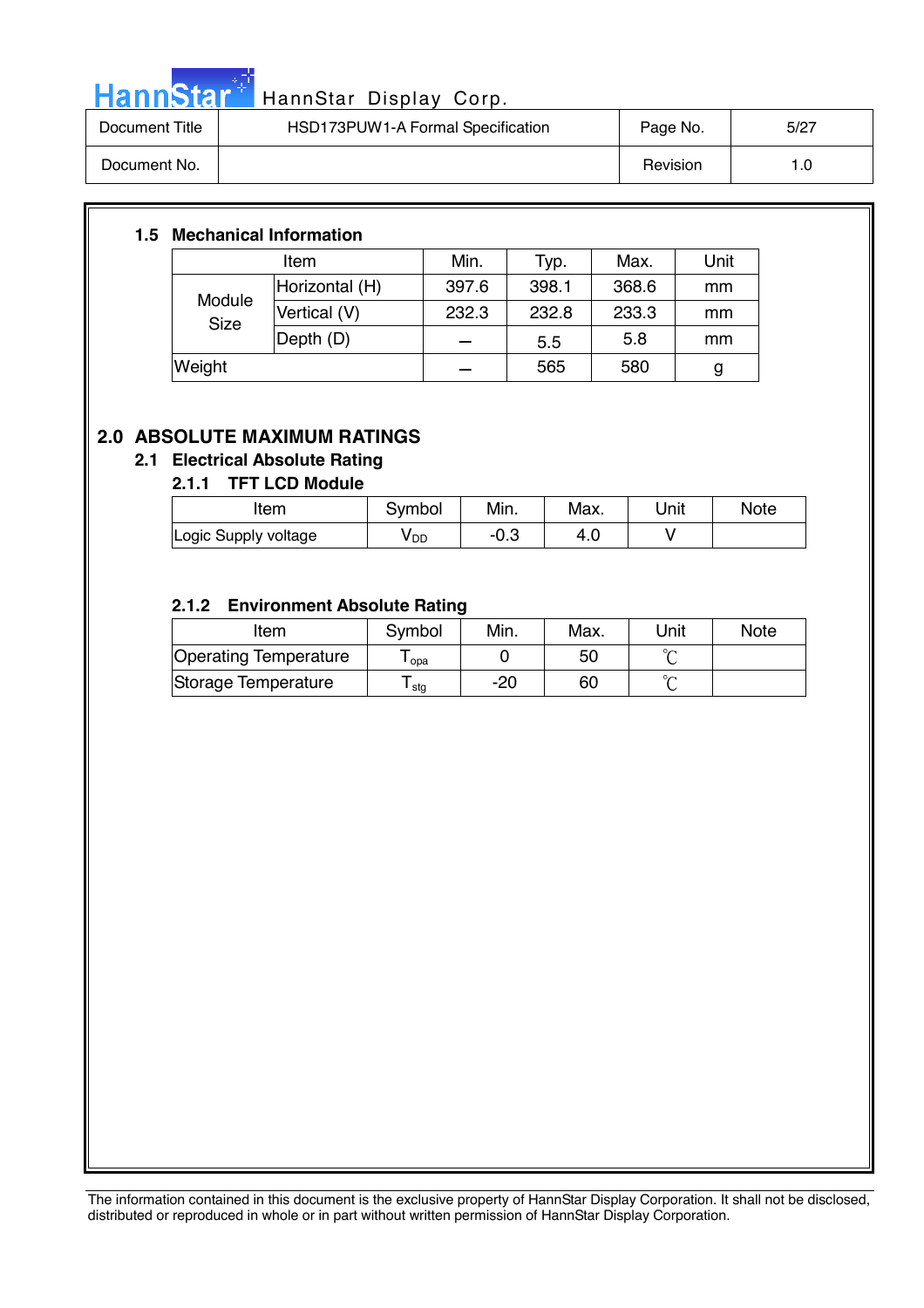### 1.5 Mechanical Information

| Item | | Min. | Typ. | Max. | Unit |
|---|---|---|---|---|---|
| Module Size | Horizontal (H) | 397.6 | 398.1 | 368.6 | mm |
| | Vertical (V) | 232.3 | 232.8 | 233.3 | mm |
| | Depth (D) | – | 5.5 | 5.8 | mm |
| Weight | | – | 565 | 580 | g |

## 2.0 ABSOLUTE MAXIMUM RATINGS

### 2.1 Electrical Absolute Rating

#### 2.1.1 TFT LCD Module

| Item | Symbol | Min. | Max. | Unit | Note |
|---|---|---|---|---|---|
| Logic Supply voltage | $V_{DD}$ | -0.3 | 4.0 | V | |

#### 2.1.2 Environment Absolute Rating

| Item | Symbol | Min. | Max. | Unit | Note |
|---|---|---|---|---|---|
| Operating Temperature | $T_{opa}$ | 0 | 50 | ℃ | |
| Storage Temperature | $T_{stg}$ | -20 | 60 | ℃ | |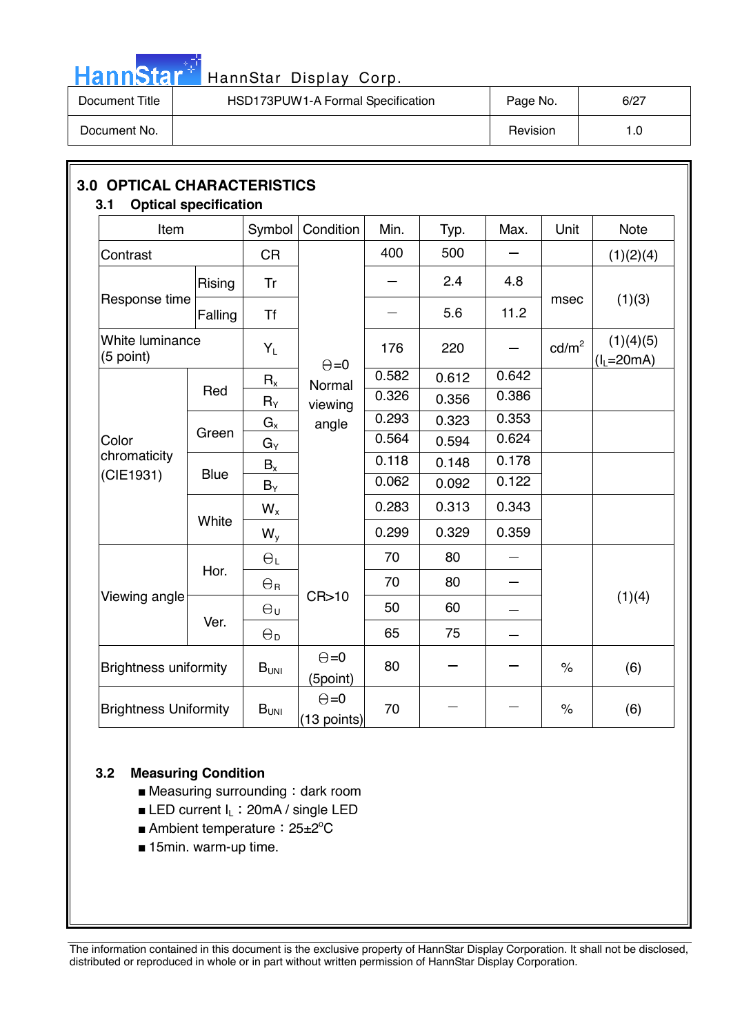## 3.0 OPTICAL CHARACTERISTICS

### 3.1 Optical specification

| Item | | Symbol | Condition | Min. | Typ. | Max. | Unit | Note |
|---|---|---|---|---|---|---|---|---|
| Contrast | | CR | Θ=0 Normal viewing angle | 400 | 500 | – | | (1)(2)(4) |
| Response time | Rising | Tr | | – | 2.4 | 4.8 | msec | (1)(3) |
| | Falling | Tf | | – | 5.6 | 11.2 | | |
| White luminance (5 point) | | $Y_L$ | | 176 | 220 | – | cd/m² | (1)(4)(5) ($I_L$=20mA) |
| Color chromaticity (CIE1931) | Red | $R_x$ | | 0.582 | 0.612 | 0.642 | | |
| | | $R_Y$ | | 0.326 | 0.356 | 0.386 | | |
| | Green | $G_x$ | | 0.293 | 0.323 | 0.353 | | |
| | | $G_Y$ | | 0.564 | 0.594 | 0.624 | | |
| | Blue | $B_x$ | | 0.118 | 0.148 | 0.178 | | |
| | | $B_Y$ | | 0.062 | 0.092 | 0.122 | | |
| | White | $W_x$ | | 0.283 | 0.313 | 0.343 | | |
| | | $W_y$ | | 0.299 | 0.329 | 0.359 | | |
| Viewing angle | Hor. | $Θ_L$ | CR>10 | 70 | 80 | – | | (1)(4) |
| | | $Θ_R$ | | 70 | 80 | – | | |
| | Ver. | $Θ_U$ | | 50 | 60 | – | | |
| | | $Θ_D$ | | 65 | 75 | – | | |
| Brightness uniformity | | $B_{UNI}$ | Θ=0 (5point) | 80 | – | – | % | (6) |
| Brightness Uniformity | | $B_{UNI}$ | Θ=0 (13 points) | 70 | – | – | % | (6) |

### 3.2 Measuring Condition

- Measuring surrounding：dark room
- LED current $I_L$：20mA / single LED
- Ambient temperature：25±2°C
- 15min. warm-up time.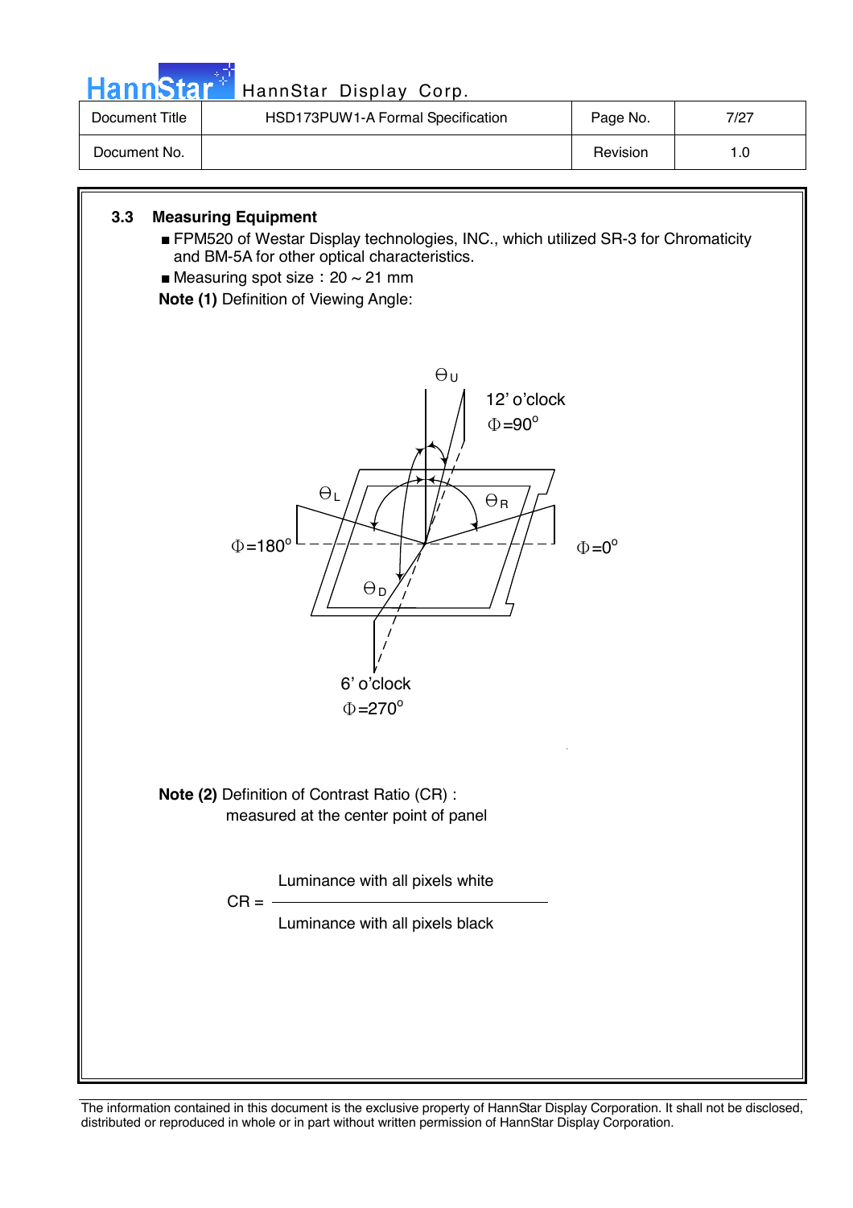### 3.3 Measuring Equipment

- FPM520 of Westar Display technologies, INC., which utilized SR-3 for Chromaticity and BM-5A for other optical characteristics.
- Measuring spot size：20 ~ 21 mm

**Note (1)** Definition of Viewing Angle:

$\Theta_U$

12’ o’clock
$\Phi=90^o$

$\Theta_L$

$\Theta_R$

$\Phi=180^o$

$\Phi=0^o$

$\Theta_D$

6’ o’clock
$\Phi=270^o$

**Note (2)** Definition of Contrast Ratio (CR) :
measured at the center point of panel

$$CR = \frac{\text{Luminance with all pixels white}}{\text{Luminance with all pixels black}}$$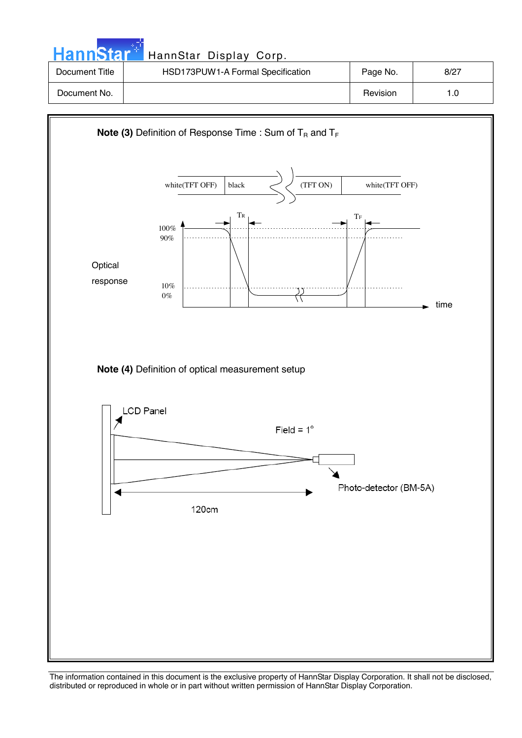**Note (3)** Definition of Response Time : Sum of $T_R$ and $T_F$

white(TFT OFF) | black | (TFT ON) | white(TFT OFF)

$T_R$ $T_F$

100%
90%

Optical response

10%
0%

time

**Note (4)** Definition of optical measurement setup

LCD Panel

Field = 1°

Photo-detector (BM-5A)

120cm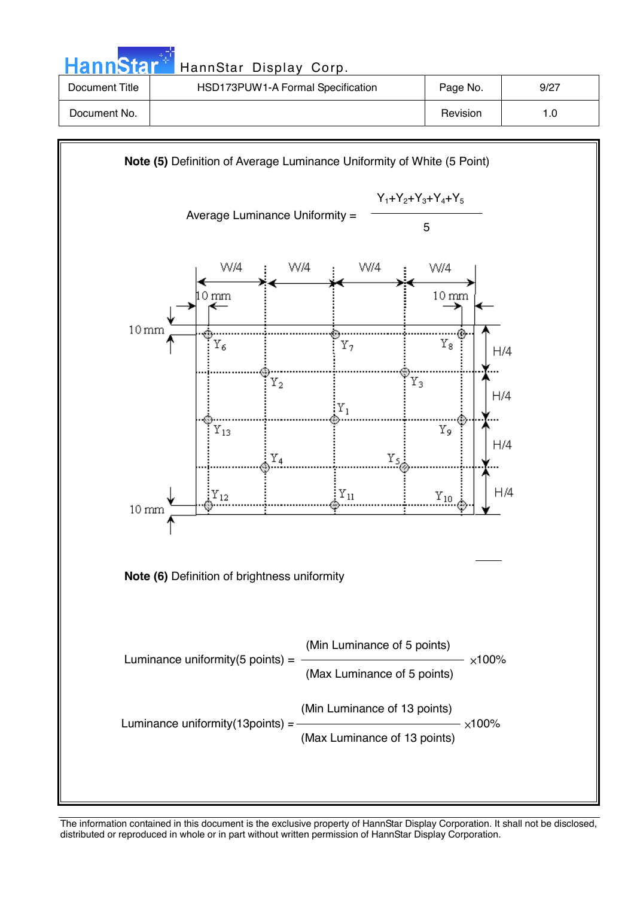**Note (5)** Definition of Average Luminance Uniformity of White (5 Point)

$$\text{Average Luminance Uniformity} = \frac{Y_1+Y_2+Y_3+Y_4+Y_5}{5}$$

W/4 W/4 W/4 W/4

10 mm 10 mm

10 mm

$Y_6$ $Y_7$ $Y_8$

$Y_2$ $Y_3$

$Y_1$

$Y_{13}$ $Y_9$

$Y_4$ $Y_5$

$Y_{12}$ $Y_{11}$ $Y_{10}$

10 mm

H/4 H/4 H/4 H/4

**Note (6)** Definition of brightness uniformity

$$\text{Luminance uniformity(5 points)} = \frac{\text{(Min Luminance of 5 points)}}{\text{(Max Luminance of 5 points)}} \times 100\%$$

$$\text{Luminance uniformity(13points)} = \frac{\text{(Min Luminance of 13 points)}}{\text{(Max Luminance of 13 points)}} \times 100\%$$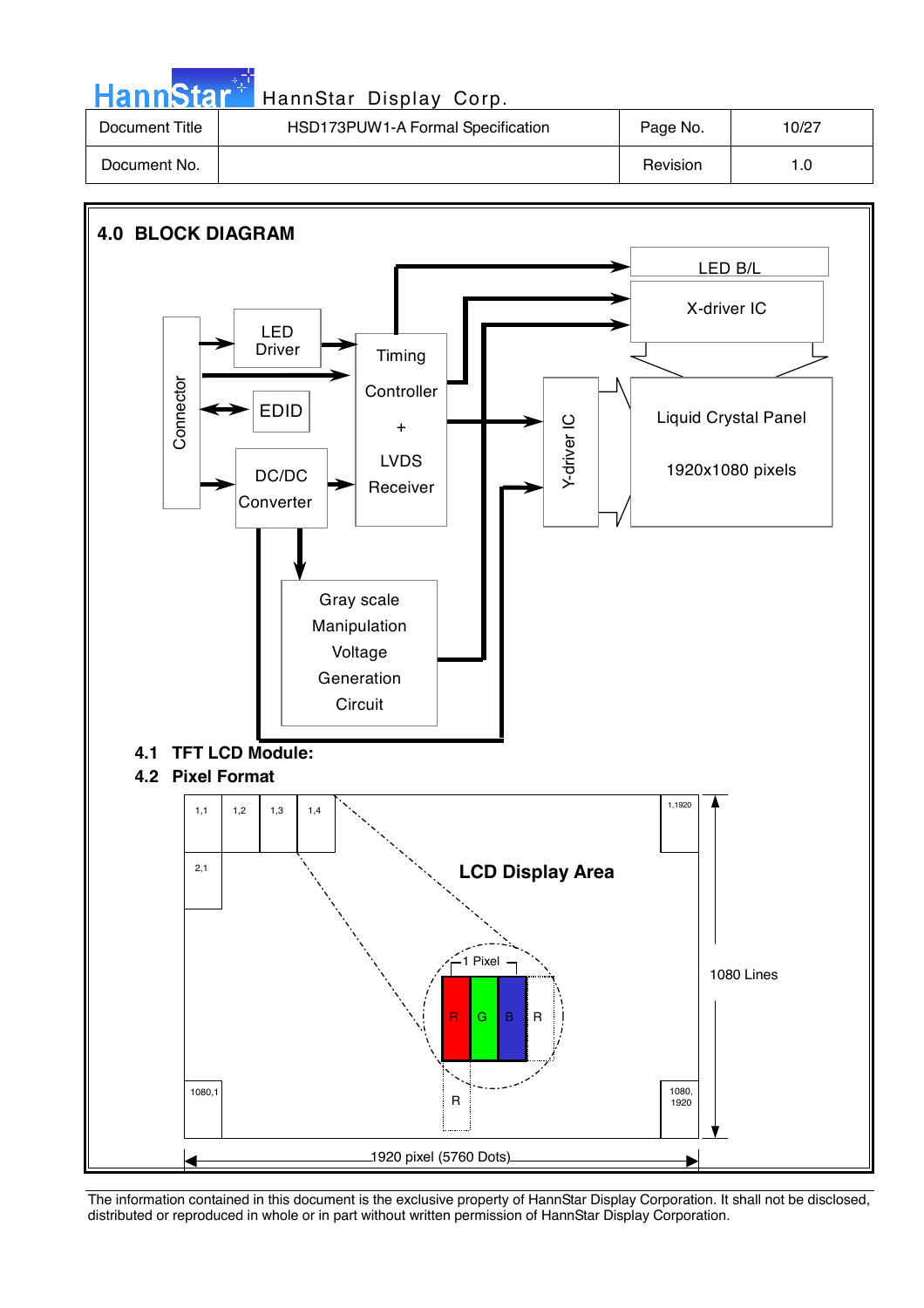## 4.0 BLOCK DIAGRAM

Connector

LED Driver

EDID

DC/DC Converter

Timing Controller + LVDS Receiver

LED B/L

X-driver IC

Y-driver IC

Liquid Crystal Panel

1920x1080 pixels

Gray scale Manipulation Voltage Generation Circuit

### 4.1 TFT LCD Module:

### 4.2 Pixel Format

1,1 | 1,2 | 1,3 | 1,4 | 1,1920

2,1

LCD Display Area

1 Pixel

R G B R

R

1080,1 | 1080, 1920

1080 Lines

1920 pixel (5760 Dots)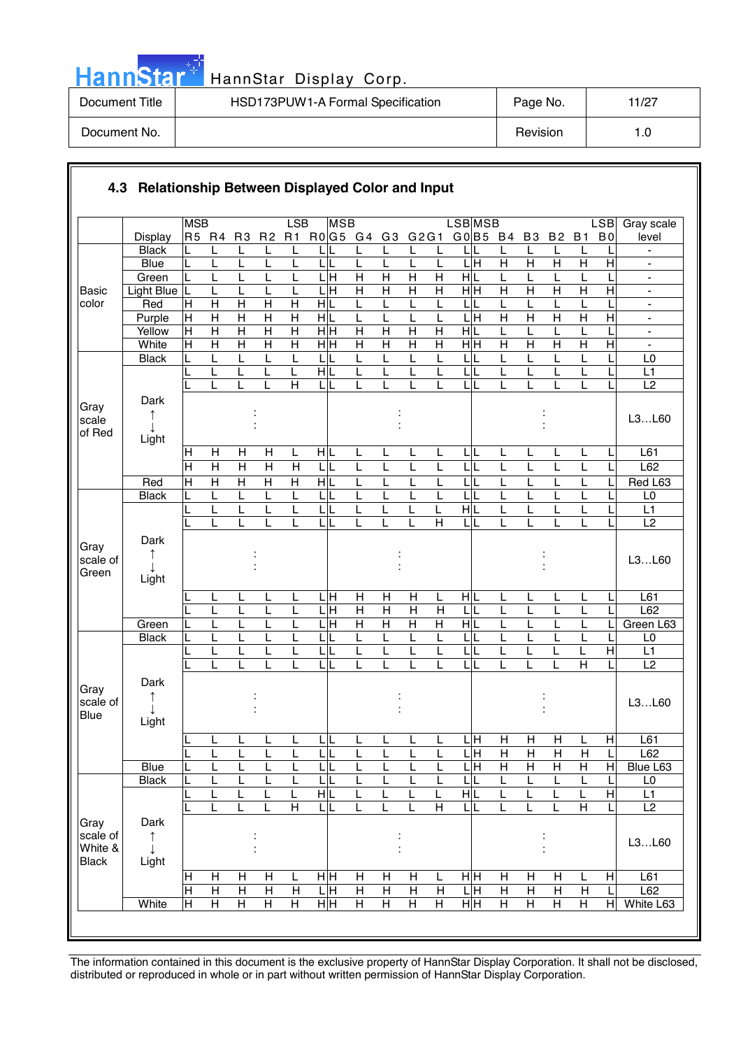### 4.3 Relationship Between Displayed Color and Input

| | Display | R5 (MSB) | R4 | R3 | R2 | R1 | R0 (LSB) | G5 (MSB) | G4 | G3 | G2 | G1 | G0 (LSB) | B5 (MSB) | B4 | B3 | B2 | B1 | B0 (LSB) | Gray scale level |
|---|---|---|---|---|---|---|---|---|---|---|---|---|---|---|---|---|---|---|---|---|
| Basic color | Black | L | L | L | L | L | L | L | L | L | L | L | L | L | L | L | L | L | L | - |
| | Blue | L | L | L | L | L | L | L | L | L | L | L | L | H | H | H | H | H | H | - |
| | Green | L | L | L | L | L | L | H | H | H | H | H | H | L | L | L | L | L | L | - |
| | Light Blue | L | L | L | L | L | L | H | H | H | H | H | H | H | H | H | H | H | H | - |
| | Red | H | H | H | H | H | H | L | L | L | L | L | L | L | L | L | L | L | L | - |
| | Purple | H | H | H | H | H | H | L | L | L | L | L | L | H | H | H | H | H | H | - |
| | Yellow | H | H | H | H | H | H | H | H | H | H | H | H | L | L | L | L | L | L | - |
| | White | H | H | H | H | H | H | H | H | H | H | H | H | H | H | H | H | H | H | - |
| Gray scale of Red | Black | L | L | L | L | L | L | L | L | L | L | L | L | L | L | L | L | L | L | L0 |
| | | L | L | L | L | L | H | L | L | L | L | L | L | L | L | L | L | L | L | L1 |
| | | L | L | L | L | H | L | L | L | L | L | L | L | L | L | L | L | L | L | L2 |
| | Dark ↑ ↓ Light | | | : | | | | | | : | | | | | | : | | | | L3…L60 |
| | | H | H | H | H | L | H | L | L | L | L | L | L | L | L | L | L | L | L | L61 |
| | | H | H | H | H | H | L | L | L | L | L | L | L | L | L | L | L | L | L | L62 |
| | Red | H | H | H | H | H | H | L | L | L | L | L | L | L | L | L | L | L | L | Red L63 |
| Gray scale of Green | Black | L | L | L | L | L | L | L | L | L | L | L | L | L | L | L | L | L | L | L0 |
| | | L | L | L | L | L | L | L | L | L | L | L | H | L | L | L | L | L | L | L1 |
| | | L | L | L | L | L | L | L | L | L | L | H | L | L | L | L | L | L | L | L2 |
| | Dark ↑ ↓ Light | | | : | | | | | | : | | | | | | : | | | | L3…L60 |
| | | L | L | L | L | L | L | H | H | H | H | L | H | L | L | L | L | L | L | L61 |
| | | L | L | L | L | L | L | H | H | H | H | H | L | L | L | L | L | L | L | L62 |
| | Green | L | L | L | L | L | L | H | H | H | H | H | H | L | L | L | L | L | L | Green L63 |
| Gray scale of Blue | Black | L | L | L | L | L | L | L | L | L | L | L | L | L | L | L | L | L | L | L0 |
| | | L | L | L | L | L | L | L | L | L | L | L | L | L | L | L | L | L | H | L1 |
| | | L | L | L | L | L | L | L | L | L | L | L | L | L | L | L | L | H | L | L2 |
| | Dark ↑ ↓ Light | | | : | | | | | | : | | | | | | : | | | | L3…L60 |
| | | L | L | L | L | L | L | L | L | L | L | L | L | H | H | H | H | L | H | L61 |
| | | L | L | L | L | L | L | L | L | L | L | L | L | H | H | H | H | H | L | L62 |
| | Blue | L | L | L | L | L | L | L | L | L | L | L | L | H | H | H | H | H | H | Blue L63 |
| Gray scale of White & Black | Black | L | L | L | L | L | L | L | L | L | L | L | L | L | L | L | L | L | L | L0 |
| | | L | L | L | L | L | H | L | L | L | L | L | H | L | L | L | L | L | H | L1 |
| | | L | L | L | L | H | L | L | L | L | L | H | L | L | L | L | L | H | L | L2 |
| | Dark ↑ ↓ Light | | | : | | | | | | : | | | | | | : | | | | L3…L60 |
| | | H | H | H | H | L | H | H | H | H | H | L | H | H | H | H | H | L | H | L61 |
| | | H | H | H | H | H | L | H | H | H | H | H | L | H | H | H | H | H | L | L62 |
| | White | H | H | H | H | H | H | H | H | H | H | H | H | H | H | H | H | H | H | White L63 |

The information contained in this document is the exclusive property of HannStar Display Corporation. It shall not be disclosed, distributed or reproduced in whole or in part without written permission of HannStar Display Corporation.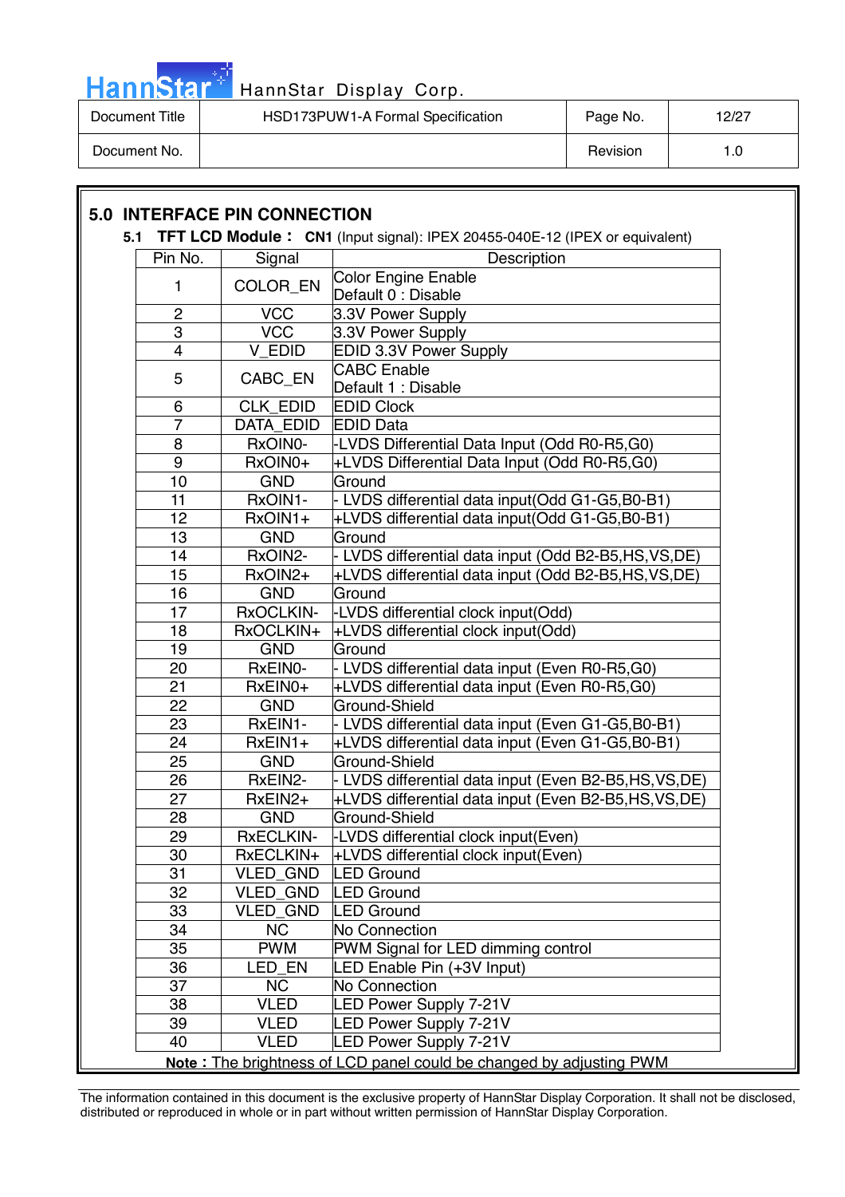## 5.0 INTERFACE PIN CONNECTION

### 5.1 TFT LCD Module : CN1 (Input signal): IPEX 20455-040E-12 (IPEX or equivalent)

| Pin No. | Signal | Description |
|---|---|---|
| 1 | COLOR_EN | Color Engine Enable<br>Default 0 : Disable |
| 2 | VCC | 3.3V Power Supply |
| 3 | VCC | 3.3V Power Supply |
| 4 | V_EDID | EDID 3.3V Power Supply |
| 5 | CABC_EN | CABC Enable<br>Default 1 : Disable |
| 6 | CLK_EDID | EDID Clock |
| 7 | DATA_EDID | EDID Data |
| 8 | RxOIN0- | -LVDS Differential Data Input (Odd R0-R5,G0) |
| 9 | RxOIN0+ | +LVDS Differential Data Input (Odd R0-R5,G0) |
| 10 | GND | Ground |
| 11 | RxOIN1- | - LVDS differential data input(Odd G1-G5,B0-B1) |
| 12 | RxOIN1+ | +LVDS differential data input(Odd G1-G5,B0-B1) |
| 13 | GND | Ground |
| 14 | RxOIN2- | - LVDS differential data input (Odd B2-B5,HS,VS,DE) |
| 15 | RxOIN2+ | +LVDS differential data input (Odd B2-B5,HS,VS,DE) |
| 16 | GND | Ground |
| 17 | RxOCLKIN- | -LVDS differential clock input(Odd) |
| 18 | RxOCLKIN+ | +LVDS differential clock input(Odd) |
| 19 | GND | Ground |
| 20 | RxEIN0- | - LVDS differential data input (Even R0-R5,G0) |
| 21 | RxEIN0+ | +LVDS differential data input (Even R0-R5,G0) |
| 22 | GND | Ground-Shield |
| 23 | RxEIN1- | - LVDS differential data input (Even G1-G5,B0-B1) |
| 24 | RxEIN1+ | +LVDS differential data input (Even G1-G5,B0-B1) |
| 25 | GND | Ground-Shield |
| 26 | RxEIN2- | - LVDS differential data input (Even B2-B5,HS,VS,DE) |
| 27 | RxEIN2+ | +LVDS differential data input (Even B2-B5,HS,VS,DE) |
| 28 | GND | Ground-Shield |
| 29 | RxECLKIN- | -LVDS differential clock input(Even) |
| 30 | RxECLKIN+ | +LVDS differential clock input(Even) |
| 31 | VLED_GND | LED Ground |
| 32 | VLED_GND | LED Ground |
| 33 | VLED_GND | LED Ground |
| 34 | NC | No Connection |
| 35 | PWM | PWM Signal for LED dimming control |
| 36 | LED_EN | LED Enable Pin (+3V Input) |
| 37 | NC | No Connection |
| 38 | VLED | LED Power Supply 7-21V |
| 39 | VLED | LED Power Supply 7-21V |
| 40 | VLED | LED Power Supply 7-21V |

**Note :** The brightness of LCD panel could be changed by adjusting PWM

The information contained in this document is the exclusive property of HannStar Display Corporation. It shall not be disclosed, distributed or reproduced in whole or in part without written permission of HannStar Display Corporation.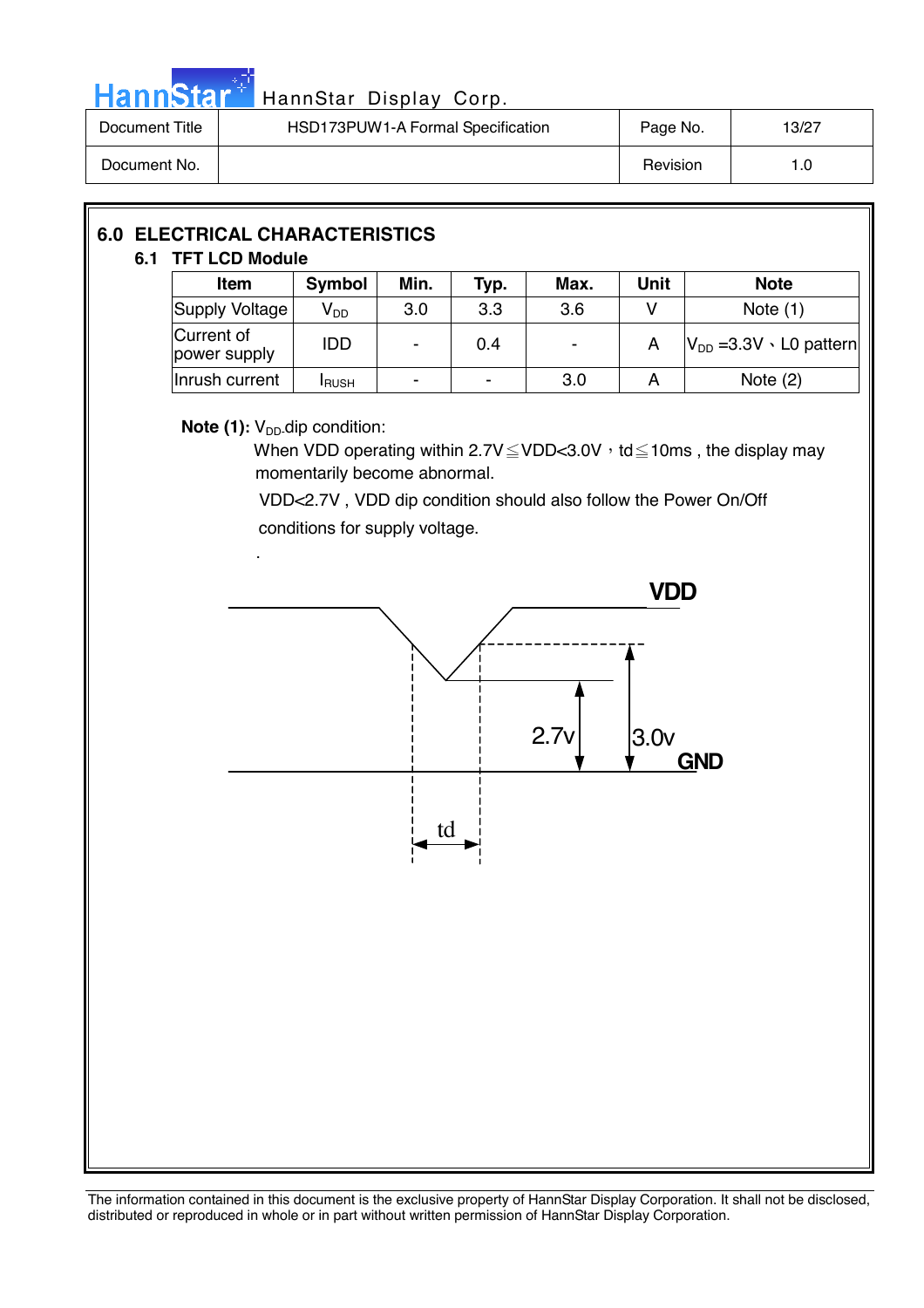## 6.0 ELECTRICAL CHARACTERISTICS

### 6.1 TFT LCD Module

| Item | Symbol | Min. | Typ. | Max. | Unit | Note |
|---|---|---|---|---|---|---|
| Supply Voltage | $V_{DD}$ | 3.0 | 3.3 | 3.6 | V | Note (1) |
| Current of power supply | IDD | - | 0.4 | - | A | $V_{DD}$ =3.3V、L0 pattern |
| Inrush current | $I_{RUSH}$ | - | - | 3.0 | A | Note (2) |

**Note (1):** $V_{DD}$ dip condition:

When VDD operating within 2.7V≦VDD<3.0V，td≦10ms , the display may momentarily become abnormal.

VDD<2.7V , VDD dip condition should also follow the Power On/Off conditions for supply voltage.

.

VDD

2.7v

3.0v

GND

td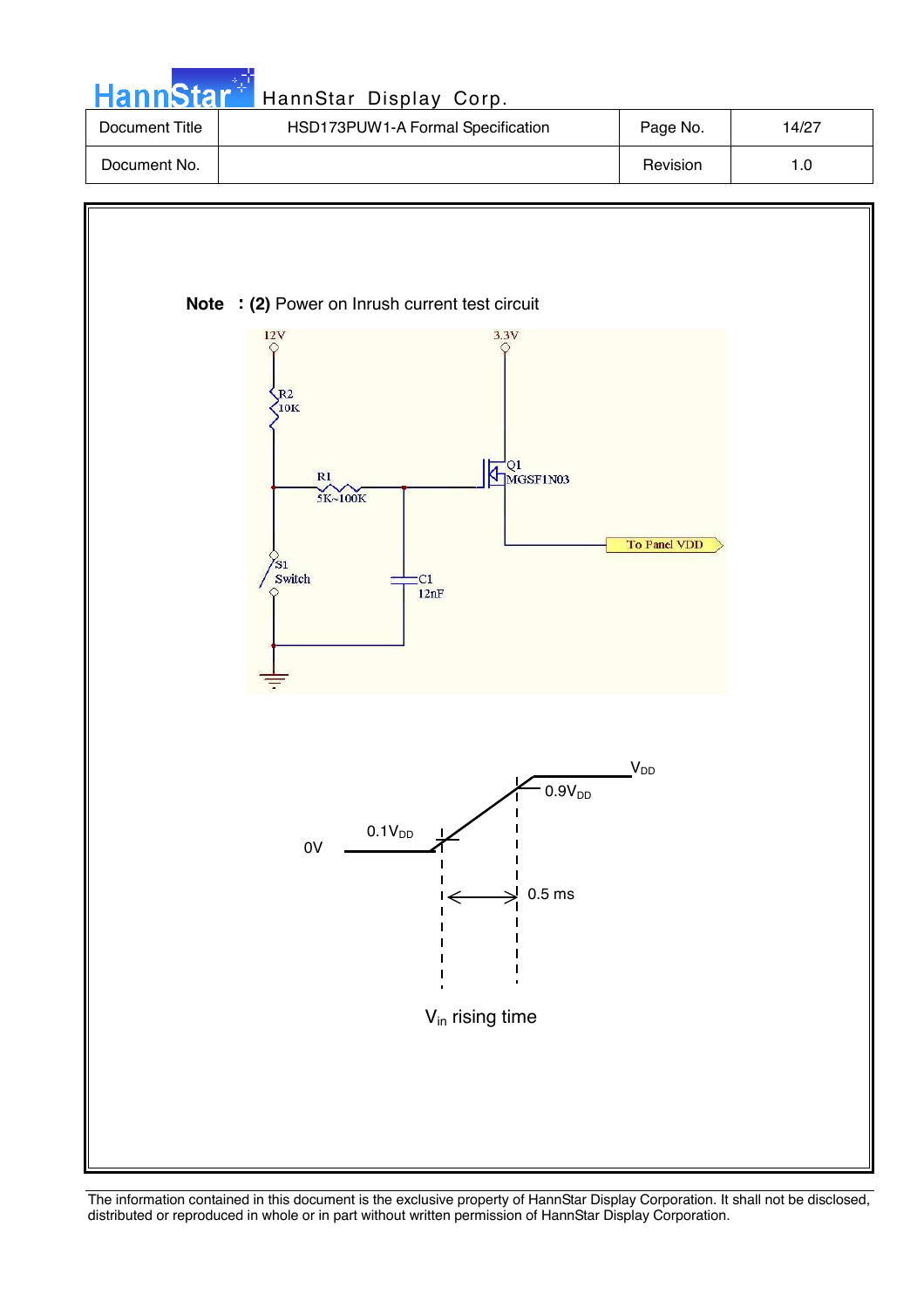**Note : (2)** Power on Inrush current test circuit

12V

R2
10K

R1
5K~100K

3.3V

Q1
MGSF1N03

To Panel VDD

S1
Switch

C1
12nF

$V_{DD}$

$0.9V_{DD}$

$0.1V_{DD}$

0V

0.5 ms

$V_{in}$ rising time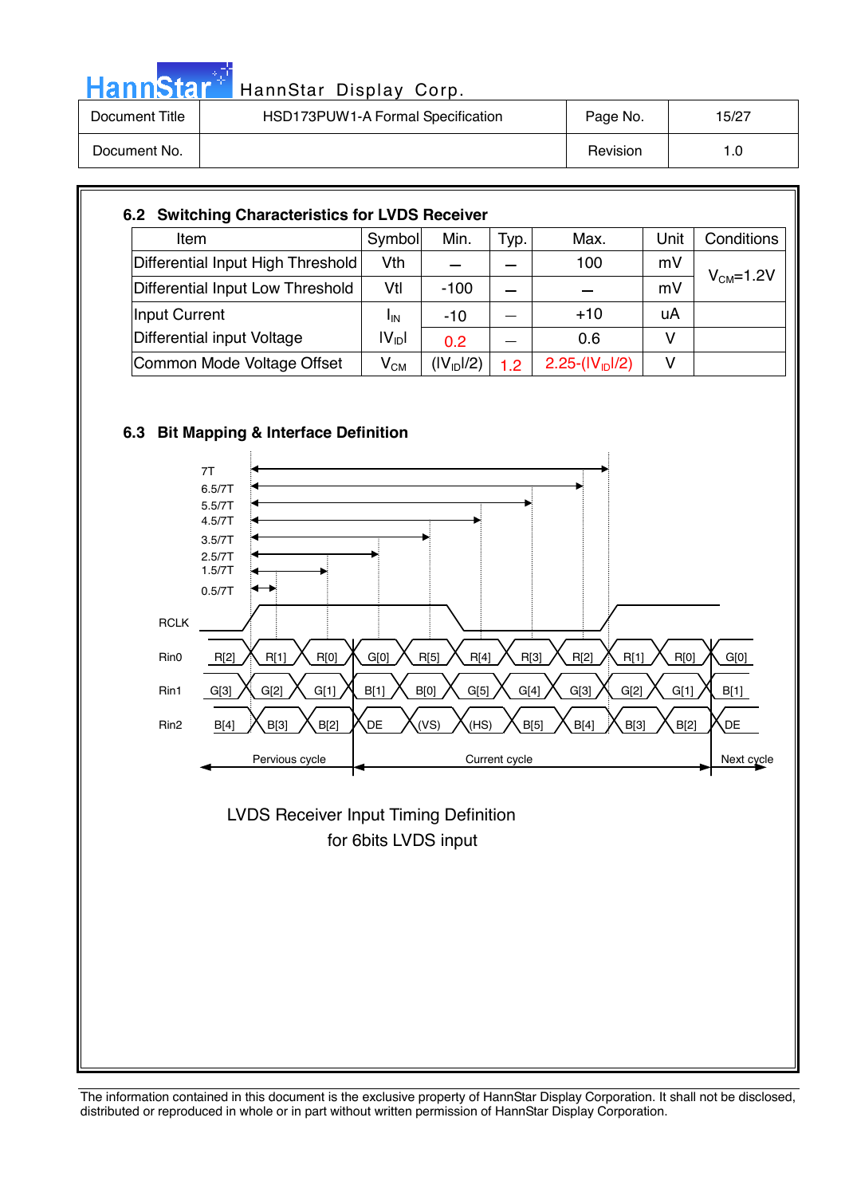## 6.2 Switching Characteristics for LVDS Receiver

| Item | Symbol | Min. | Typ. | Max. | Unit | Conditions |
|---|---|---|---|---|---|---|
| Differential Input High Threshold | Vth | — | — | 100 | mV | $V_{CM}$=1.2V |
| Differential Input Low Threshold | Vtl | -100 | — | — | mV | |
| Input Current | $I_{IN}$ | -10 | — | +10 | uA | |
| Differential input Voltage | $\lvert V_{ID}\rvert$ | 0.2 | — | 0.6 | V | |
| Common Mode Voltage Offset | $V_{CM}$ | $(\lvert V_{ID}\rvert/2)$ | 1.2 | $2.25-(\lvert V_{ID}\rvert/2)$ | V | |

## 6.3 Bit Mapping & Interface Definition

7T
6.5/7T
5.5/7T
4.5/7T
3.5/7T
2.5/7T
1.5/7T
0.5/7T

| Signal | | | | | | | | | | | |
|---|---|---|---|---|---|---|---|---|---|---|---|
| RCLK | | | | | | | | | | | |
| Rin0 | R[2] | R[1] | R[0] | G[0] | R[5] | R[4] | R[3] | R[2] | R[1] | R[0] | G[0] |
| Rin1 | G[3] | G[2] | G[1] | B[1] | B[0] | G[5] | G[4] | G[3] | G[2] | G[1] | B[1] |
| Rin2 | B[4] | B[3] | B[2] | DE | (VS) | (HS) | B[5] | B[4] | B[3] | B[2] | DE |

Pervious cycle | Current cycle | Next cycle

LVDS Receiver Input Timing Definition
for 6bits LVDS input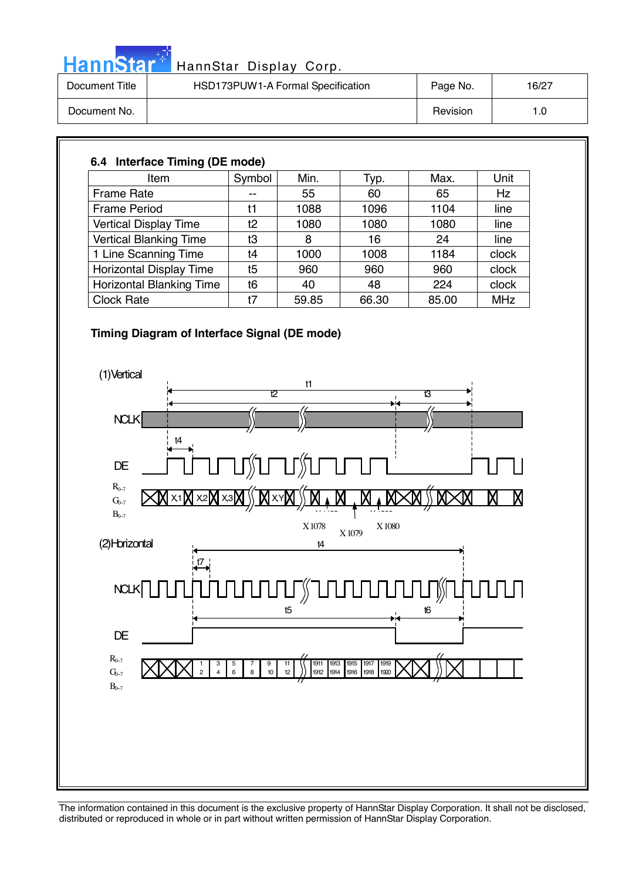### 6.4 Interface Timing (DE mode)

| Item | Symbol | Min. | Typ. | Max. | Unit |
|---|---|---|---|---|---|
| Frame Rate | -- | 55 | 60 | 65 | Hz |
| Frame Period | t1 | 1088 | 1096 | 1104 | line |
| Vertical Display Time | t2 | 1080 | 1080 | 1080 | line |
| Vertical Blanking Time | t3 | 8 | 16 | 24 | line |
| 1 Line Scanning Time | t4 | 1000 | 1008 | 1184 | clock |
| Horizontal Display Time | t5 | 960 | 960 | 960 | clock |
| Horizontal Blanking Time | t6 | 40 | 48 | 224 | clock |
| Clock Rate | t7 | 59.85 | 66.30 | 85.00 | MHz |

**Timing Diagram of Interface Signal (DE mode)**

(1)Vertical

t1, t2, t3, t4

NCLK

DE

$R_{0\sim7}$ $G_{0\sim7}$ $B_{0\sim7}$

X1 X2 X3 X,Y X1078 X1079 X1080

(2)Horizontal

t4, t7, t5, t6

NCLK

DE

$R_{0\sim7}$ $G_{0\sim7}$ $B_{0\sim7}$

1 2 3 4 5 6 7 8 9 10 11 12 1911 1912 1913 1914 1915 1916 1917 1918 1919 1920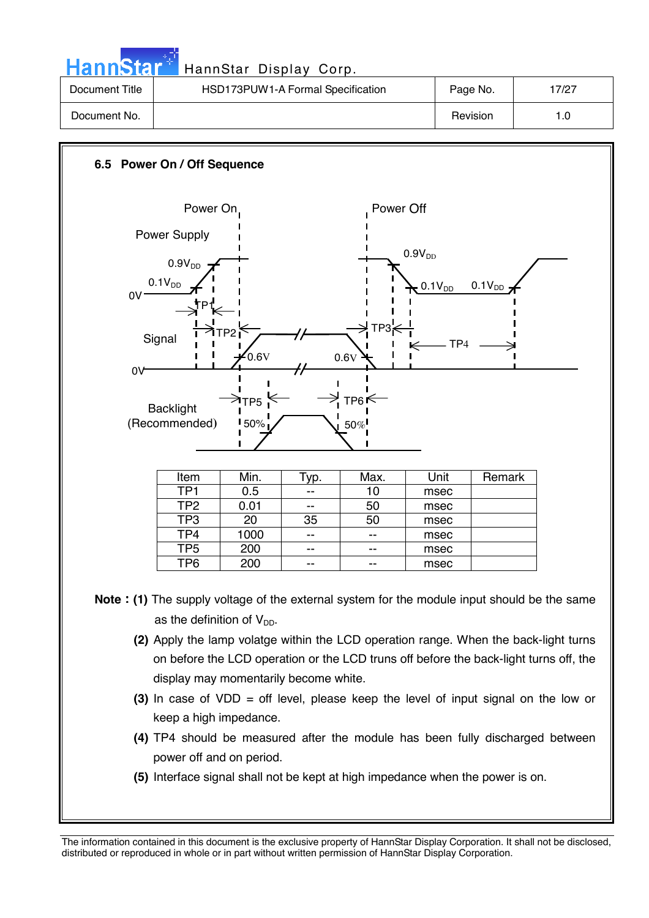## 6.5 Power On / Off Sequence

Power On

Power Off

Power Supply

$0.9V_{DD}$

$0.1V_{DD}$

0V

TP1

Signal

TP2

TP3

TP4

0.6V

0.6V

0V

Backlight (Recommended)

TP5

TP6

50%

50%

| Item | Min. | Typ. | Max. | Unit | Remark |
|---|---|---|---|---|---|
| TP1 | 0.5 | -- | 10 | msec | |
| TP2 | 0.01 | -- | 50 | msec | |
| TP3 | 20 | 35 | 50 | msec | |
| TP4 | 1000 | -- | -- | msec | |
| TP5 | 200 | -- | -- | msec | |
| TP6 | 200 | -- | -- | msec | |

**Note : (1)** The supply voltage of the external system for the module input should be the same as the definition of $V_{DD}$.

**(2)** Apply the lamp volatge within the LCD operation range. When the back-light turns on before the LCD operation or the LCD truns off before the back-light turns off, the display may momentarily become white.

**(3)** In case of VDD = off level, please keep the level of input signal on the low or keep a high impedance.

**(4)** TP4 should be measured after the module has been fully discharged between power off and on period.

**(5)** Interface signal shall not be kept at high impedance when the power is on.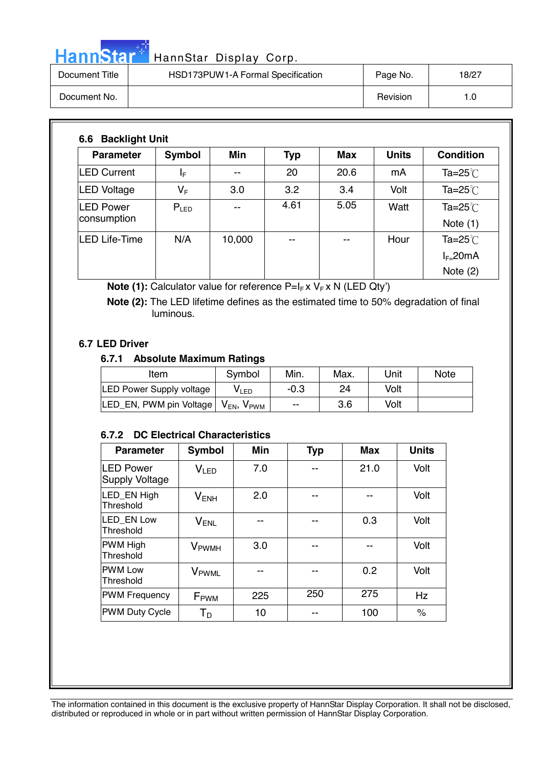### 6.6 Backlight Unit

| Parameter | Symbol | Min | Typ | Max | Units | Condition |
|---|---|---|---|---|---|---|
| LED Current | $I_F$ | -- | 20 | 20.6 | mA | Ta=25℃ |
| LED Voltage | $V_F$ | 3.0 | 3.2 | 3.4 | Volt | Ta=25℃ |
| LED Power consumption | $P_{LED}$ | -- | 4.61 | 5.05 | Watt | Ta=25℃ Note (1) |
| LED Life-Time | N/A | 10,000 | -- | -- | Hour | Ta=25℃ $I_F$=20mA Note (2) |

**Note (1):** Calculator value for reference $P=I_F \times V_F \times N$ (LED Qty')

**Note (2):** The LED lifetime defines as the estimated time to 50% degradation of final luminous.

### 6.7 LED Driver

#### 6.7.1 Absolute Maximum Ratings

| Item | Symbol | Min. | Max. | Unit | Note |
|---|---|---|---|---|---|
| LED Power Supply voltage | $V_{LED}$ | -0.3 | 24 | Volt | |
| LED_EN, PWM pin Voltage | $V_{EN}$, $V_{PWM}$ | -- | 3.6 | Volt | |

#### 6.7.2 DC Electrical Characteristics

| Parameter | Symbol | Min | Typ | Max | Units |
|---|---|---|---|---|---|
| LED Power Supply Voltage | $V_{LED}$ | 7.0 | -- | 21.0 | Volt |
| LED_EN High Threshold | $V_{ENH}$ | 2.0 | -- | -- | Volt |
| LED_EN Low Threshold | $V_{ENL}$ | -- | -- | 0.3 | Volt |
| PWM High Threshold | $V_{PWMH}$ | 3.0 | -- | -- | Volt |
| PWM Low Threshold | $V_{PWML}$ | -- | -- | 0.2 | Volt |
| PWM Frequency | $F_{PWM}$ | 225 | 250 | 275 | Hz |
| PWM Duty Cycle | $T_D$ | 10 | -- | 100 | % |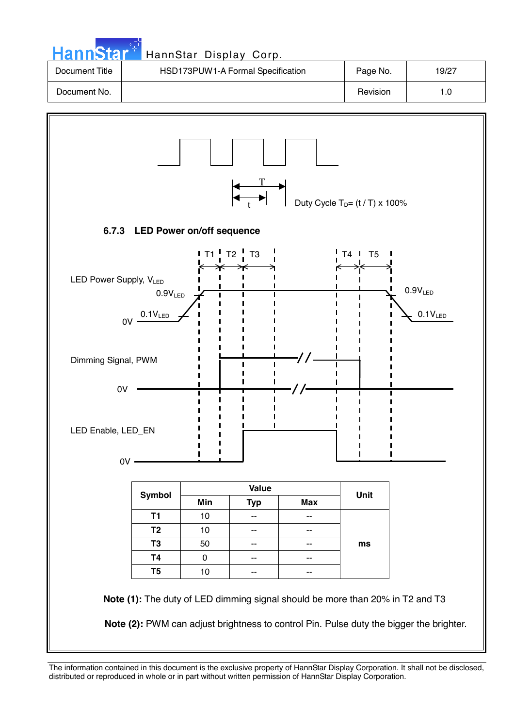Duty Cycle $T_D$= (t / T) x 100%

### 6.7.3 LED Power on/off sequence

| Symbol | Value | | | Unit |
|---|---|---|---|---|
| | Min | Typ | Max | |
| T1 | 10 | -- | -- | ms |
| T2 | 10 | -- | -- | |
| T3 | 50 | -- | -- | |
| T4 | 0 | -- | -- | |
| T5 | 10 | -- | -- | |

**Note (1):** The duty of LED dimming signal should be more than 20% in T2 and T3

**Note (2):** PWM can adjust brightness to control Pin. Pulse duty the bigger the brighter.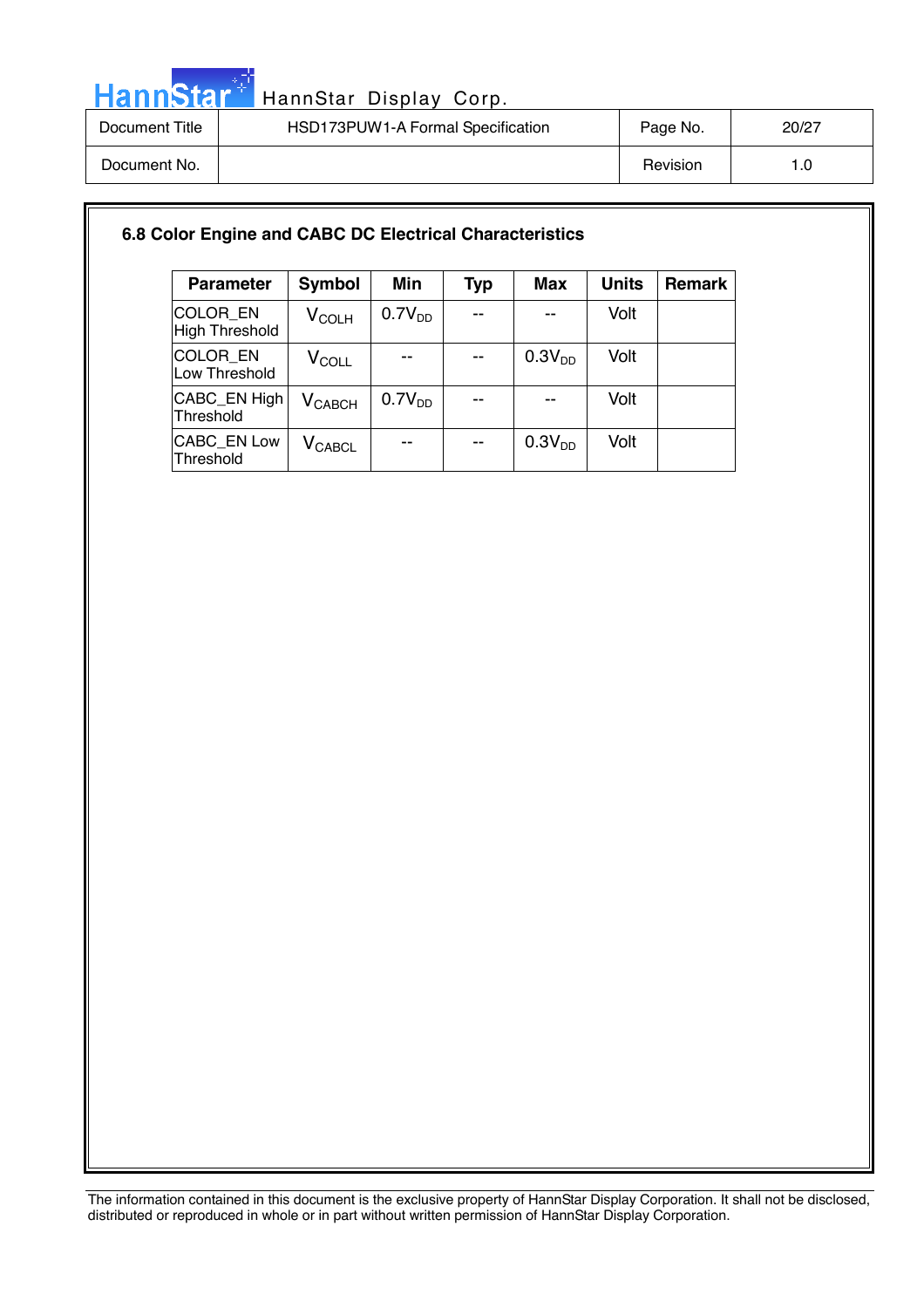### 6.8 Color Engine and CABC DC Electrical Characteristics

| Parameter | Symbol | Min | Typ | Max | Units | Remark |
|---|---|---|---|---|---|---|
| COLOR_EN High Threshold | $V_{COLH}$ | $0.7V_{DD}$ | -- | -- | Volt | |
| COLOR_EN Low Threshold | $V_{COLL}$ | -- | -- | $0.3V_{DD}$ | Volt | |
| CABC_EN High Threshold | $V_{CABCH}$ | $0.7V_{DD}$ | -- | -- | Volt | |
| CABC_EN Low Threshold | $V_{CABCL}$ | -- | -- | $0.3V_{DD}$ | Volt | |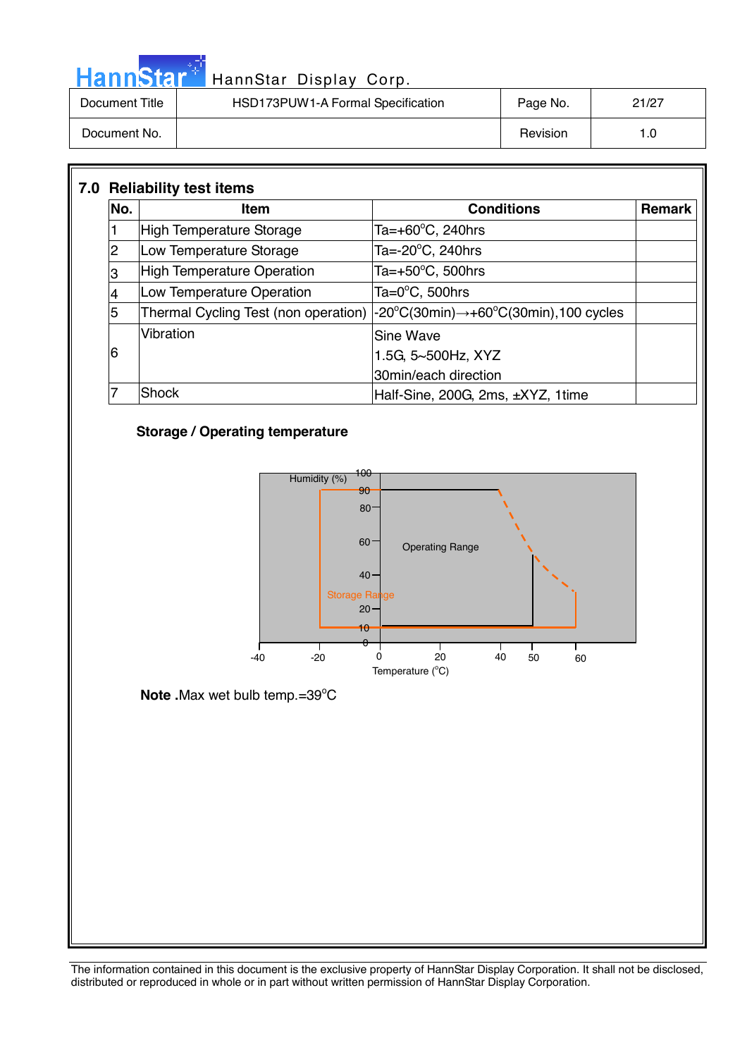## 7.0 Reliability test items

| No. | Item | Conditions | Remark |
|---|---|---|---|
| 1 | High Temperature Storage | Ta=+60°C, 240hrs | |
| 2 | Low Temperature Storage | Ta=-20°C, 240hrs | |
| 3 | High Temperature Operation | Ta=+50°C, 500hrs | |
| 4 | Low Temperature Operation | Ta=0°C, 500hrs | |
| 5 | Thermal Cycling Test (non operation) | -20°C(30min)→+60°C(30min),100 cycles | |
| 6 | Vibration | Sine Wave<br>1.5G, 5~500Hz, XYZ<br>30min/each direction | |
| 7 | Shock | Half-Sine, 200G, 2ms, ±XYZ, 1time | |

**Storage / Operating temperature**

Humidity (%)

100, 90, 80, 60, 40, 20, 10, 0

Operating Range

Storage Range

-40, -20, 0, 20, 40, 50, 60

Temperature (°C)

**Note .**Max wet bulb temp.=39°C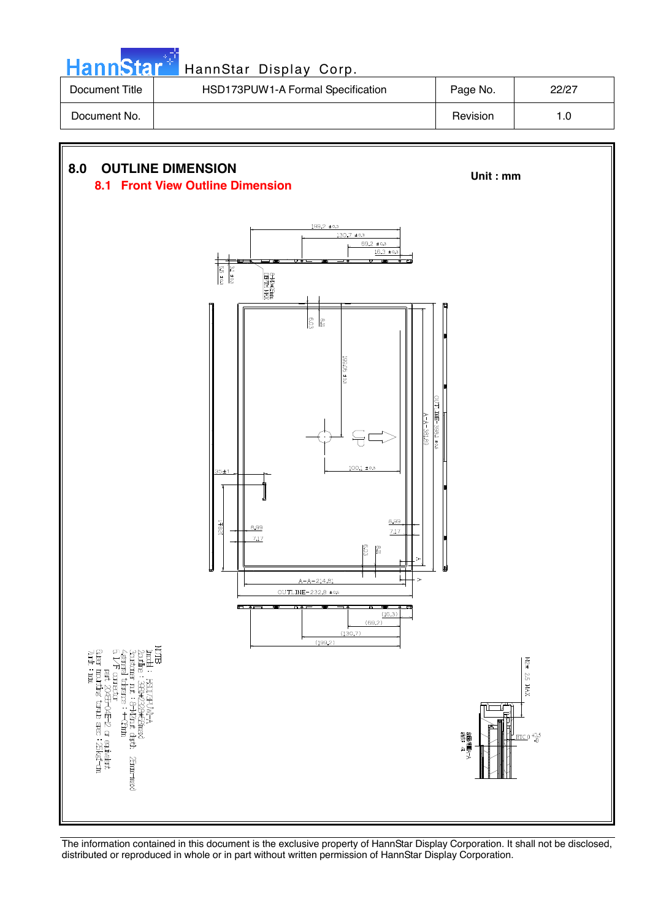## 8.0 OUTLINE DIMENSION

### 8.1 Front View Outline Dimension

**Unit : mm**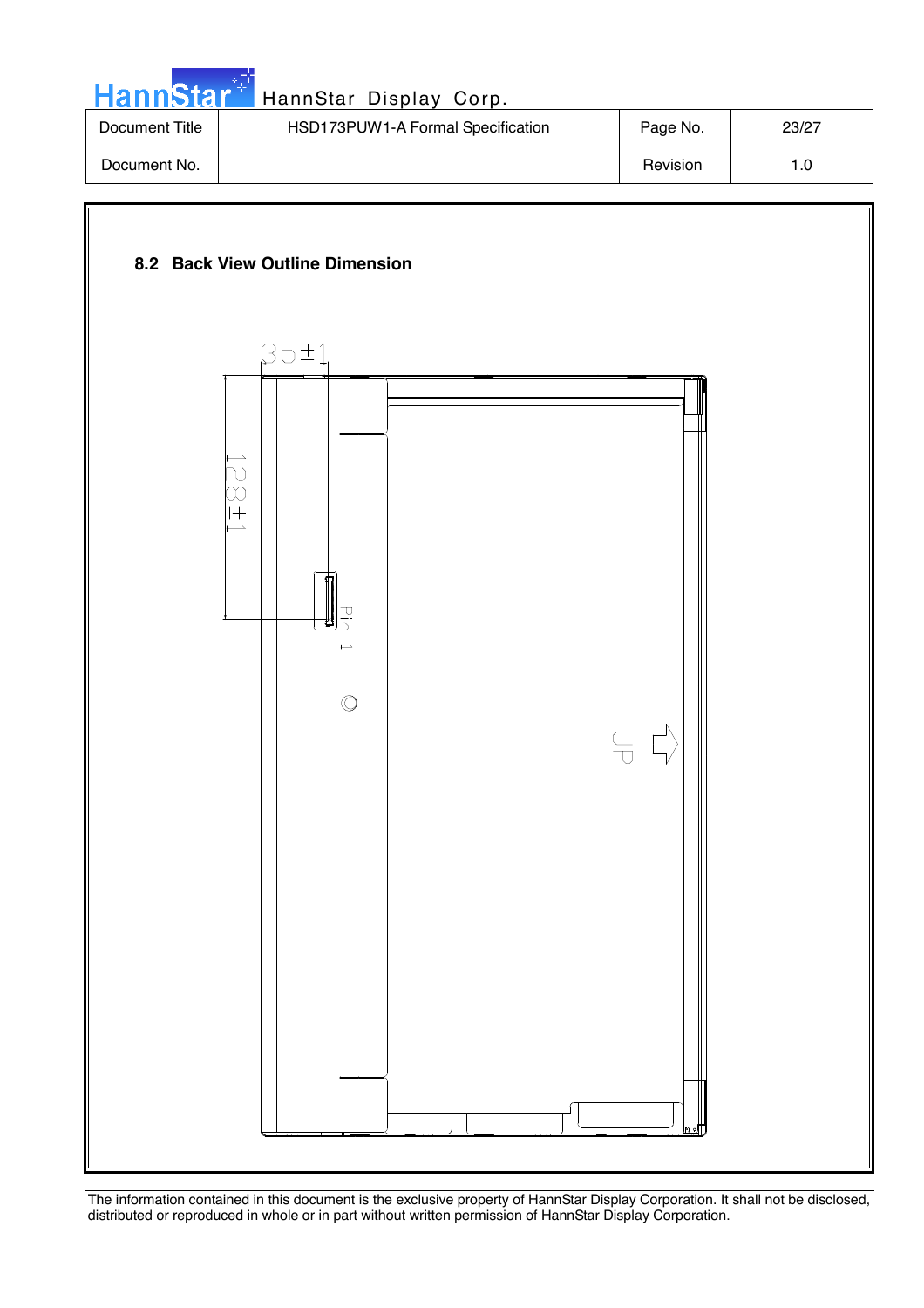## 8.2 Back View Outline Dimension

35±1

128±1

Pin 1

UP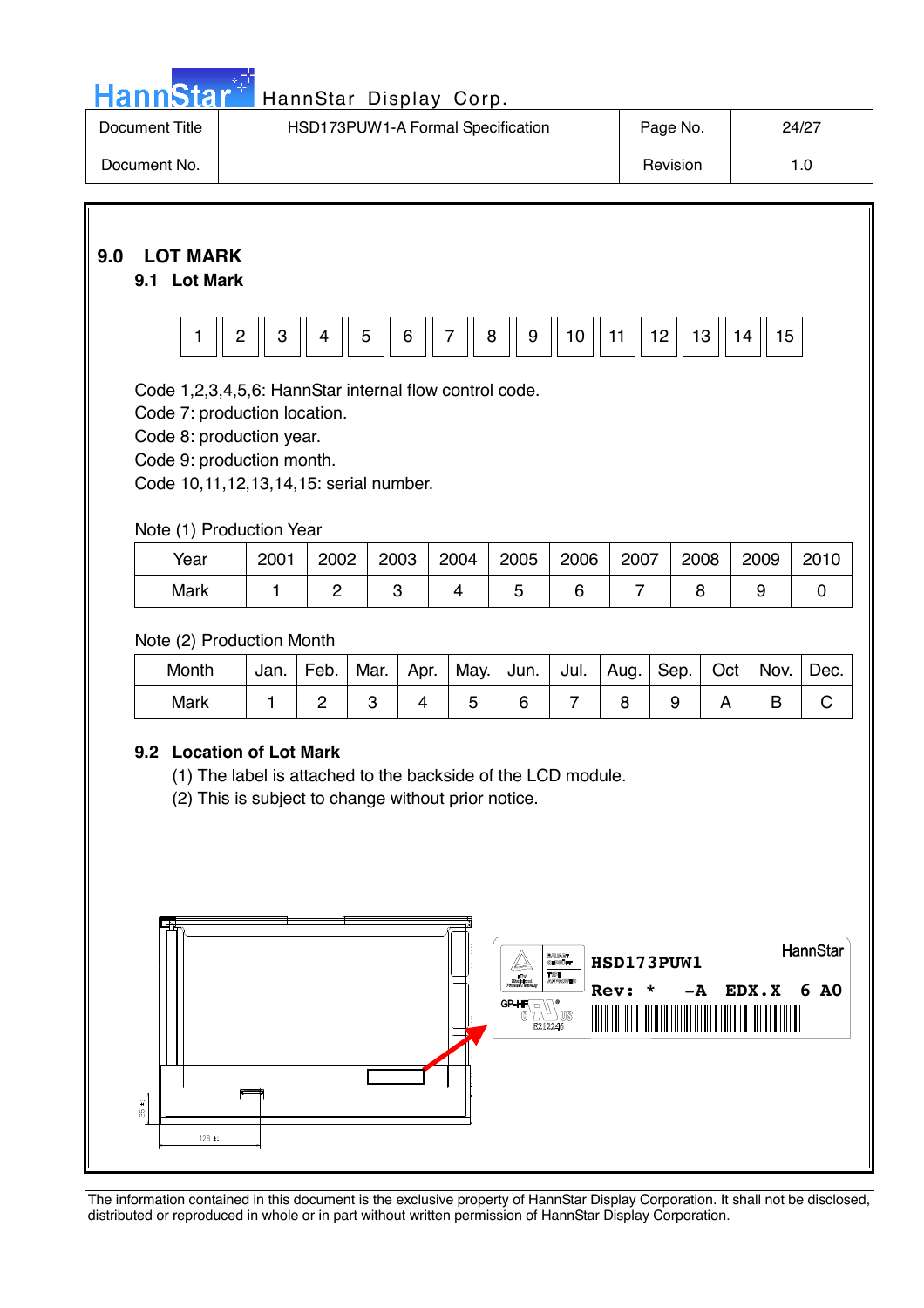# 9.0 LOT MARK

## 9.1 Lot Mark

| 1 | 2 | 3 | 4 | 5 | 6 | 7 | 8 | 9 | 10 | 11 | 12 | 13 | 14 | 15 |
|---|---|---|---|---|---|---|---|---|---|---|---|---|---|---|

Code 1,2,3,4,5,6: HannStar internal flow control code.
Code 7: production location.
Code 8: production year.
Code 9: production month.
Code 10,11,12,13,14,15: serial number.

Note (1) Production Year

| Year | 2001 | 2002 | 2003 | 2004 | 2005 | 2006 | 2007 | 2008 | 2009 | 2010 |
|---|---|---|---|---|---|---|---|---|---|---|
| Mark | 1 | 2 | 3 | 4 | 5 | 6 | 7 | 8 | 9 | 0 |

Note (2) Production Month

| Month | Jan. | Feb. | Mar. | Apr. | May. | Jun. | Jul. | Aug. | Sep. | Oct | Nov. | Dec. |
|---|---|---|---|---|---|---|---|---|---|---|---|---|
| Mark | 1 | 2 | 3 | 4 | 5 | 6 | 7 | 8 | 9 | A | B | C |

## 9.2 Location of Lot Mark

(1) The label is attached to the backside of the LCD module.
(2) This is subject to change without prior notice.

HSD173PUW1
Rev: * -A EDX.X 6 A0
HannStar
E212245

The information contained in this document is the exclusive property of HannStar Display Corporation. It shall not be disclosed, distributed or reproduced in whole or in part without written permission of HannStar Display Corporation.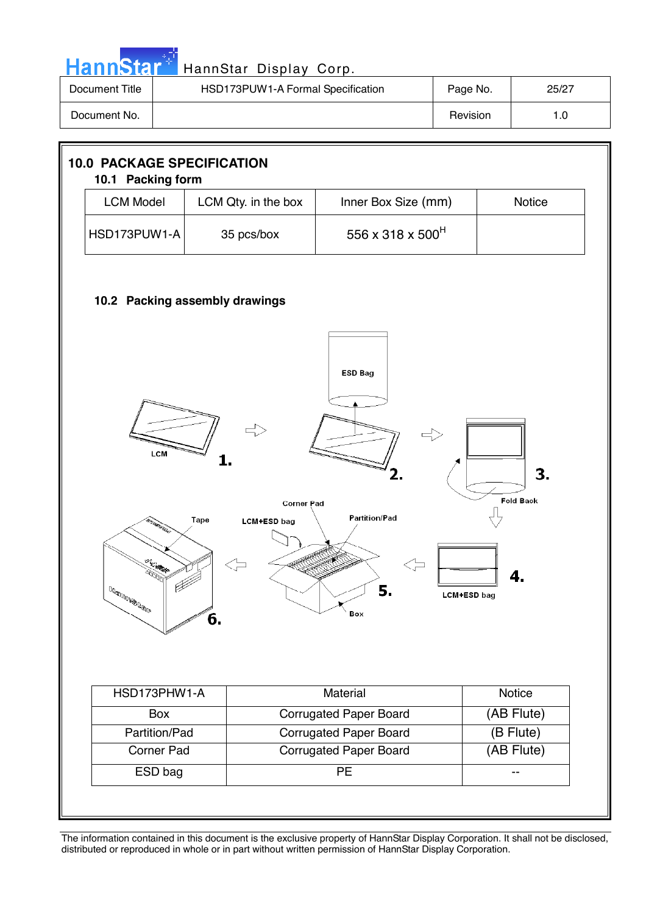## 10.0 PACKAGE SPECIFICATION

### 10.1 Packing form

| LCM Model | LCM Qty. in the box | Inner Box Size (mm) | Notice |
|---|---|---|---|
| HSD173PUW1-A | 35 pcs/box | 556 x 318 x 500[H] | |

### 10.2 Packing assembly drawings

| HSD173PHW1-A | Material | Notice |
|---|---|---|
| Box | Corrugated Paper Board | (AB Flute) |
| Partition/Pad | Corrugated Paper Board | (B Flute) |
| Corner Pad | Corrugated Paper Board | (AB Flute) |
| ESD bag | PE | -- |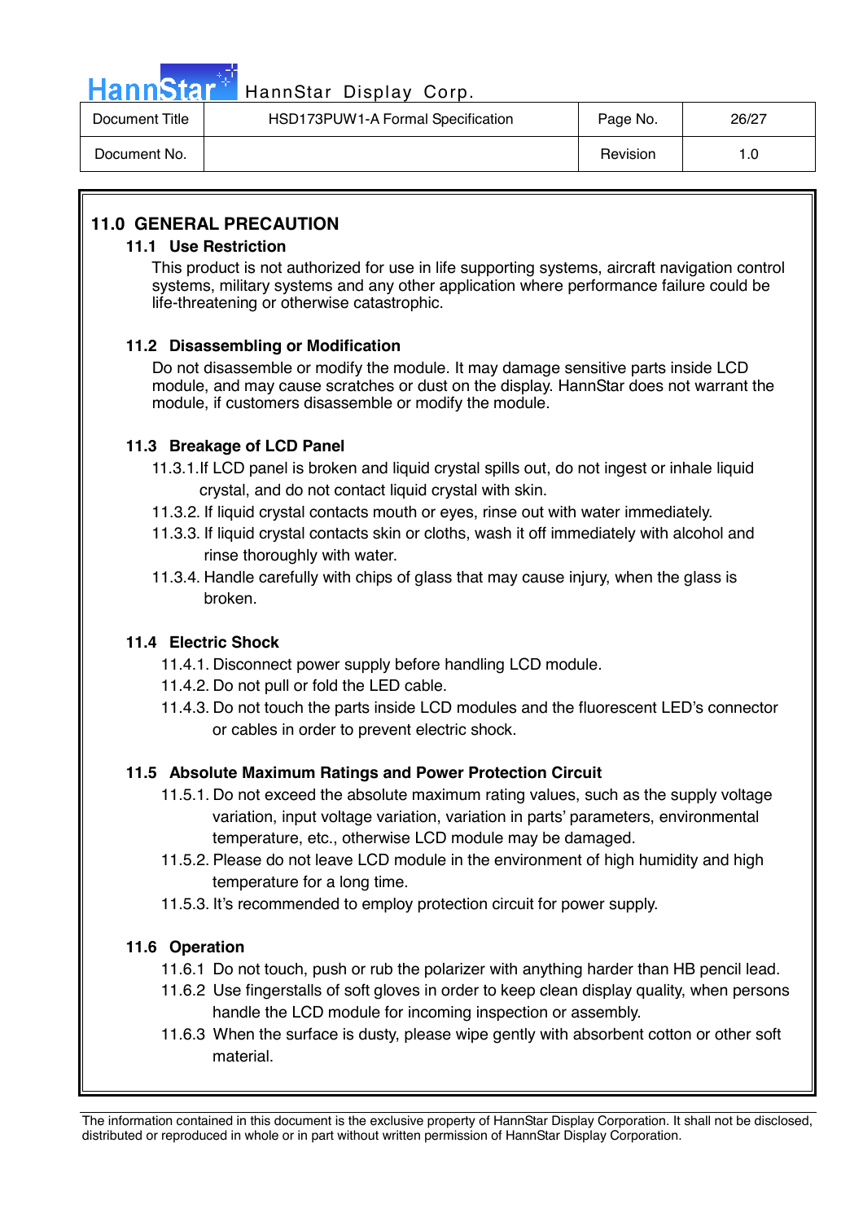## 11.0 GENERAL PRECAUTION

### 11.1 Use Restriction

This product is not authorized for use in life supporting systems, aircraft navigation control systems, military systems and any other application where performance failure could be life-threatening or otherwise catastrophic.

### 11.2 Disassembling or Modification

Do not disassemble or modify the module. It may damage sensitive parts inside LCD module, and may cause scratches or dust on the display. HannStar does not warrant the module, if customers disassemble or modify the module.

### 11.3 Breakage of LCD Panel

11.3.1.If LCD panel is broken and liquid crystal spills out, do not ingest or inhale liquid crystal, and do not contact liquid crystal with skin.

11.3.2. If liquid crystal contacts mouth or eyes, rinse out with water immediately.

11.3.3. If liquid crystal contacts skin or cloths, wash it off immediately with alcohol and rinse thoroughly with water.

11.3.4. Handle carefully with chips of glass that may cause injury, when the glass is broken.

### 11.4 Electric Shock

11.4.1. Disconnect power supply before handling LCD module.

11.4.2. Do not pull or fold the LED cable.

11.4.3. Do not touch the parts inside LCD modules and the fluorescent LED's connector or cables in order to prevent electric shock.

### 11.5 Absolute Maximum Ratings and Power Protection Circuit

11.5.1. Do not exceed the absolute maximum rating values, such as the supply voltage variation, input voltage variation, variation in parts' parameters, environmental temperature, etc., otherwise LCD module may be damaged.

11.5.2. Please do not leave LCD module in the environment of high humidity and high temperature for a long time.

11.5.3. It's recommended to employ protection circuit for power supply.

### 11.6 Operation

11.6.1 Do not touch, push or rub the polarizer with anything harder than HB pencil lead.

11.6.2 Use fingerstalls of soft gloves in order to keep clean display quality, when persons handle the LCD module for incoming inspection or assembly.

11.6.3 When the surface is dusty, please wipe gently with absorbent cotton or other soft material.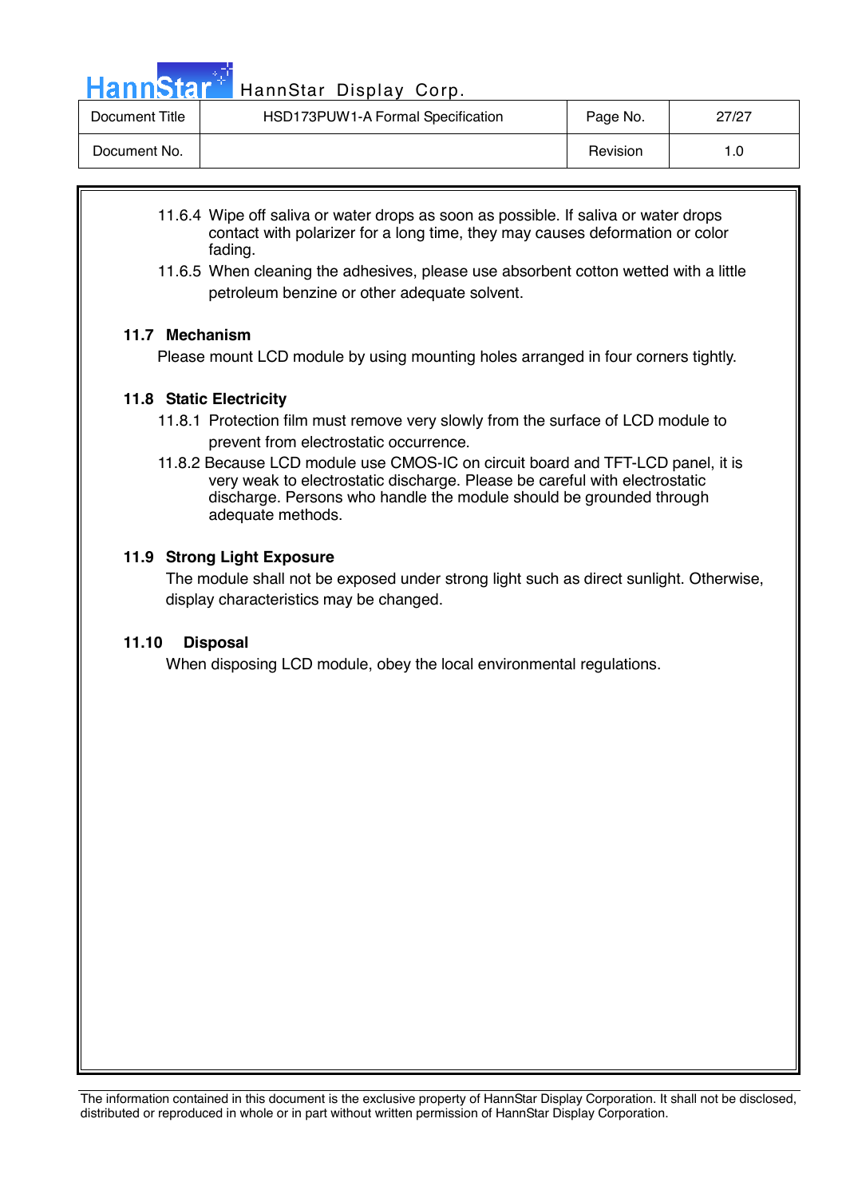11.6.4 Wipe off saliva or water drops as soon as possible. If saliva or water drops contact with polarizer for a long time, they may causes deformation or color fading.

11.6.5 When cleaning the adhesives, please use absorbent cotton wetted with a little petroleum benzine or other adequate solvent.

### 11.7 Mechanism

Please mount LCD module by using mounting holes arranged in four corners tightly.

### 11.8 Static Electricity

11.8.1 Protection film must remove very slowly from the surface of LCD module to prevent from electrostatic occurrence.

11.8.2 Because LCD module use CMOS-IC on circuit board and TFT-LCD panel, it is very weak to electrostatic discharge. Please be careful with electrostatic discharge. Persons who handle the module should be grounded through adequate methods.

### 11.9 Strong Light Exposure

The module shall not be exposed under strong light such as direct sunlight. Otherwise, display characteristics may be changed.

### 11.10 Disposal

When disposing LCD module, obey the local environmental regulations.